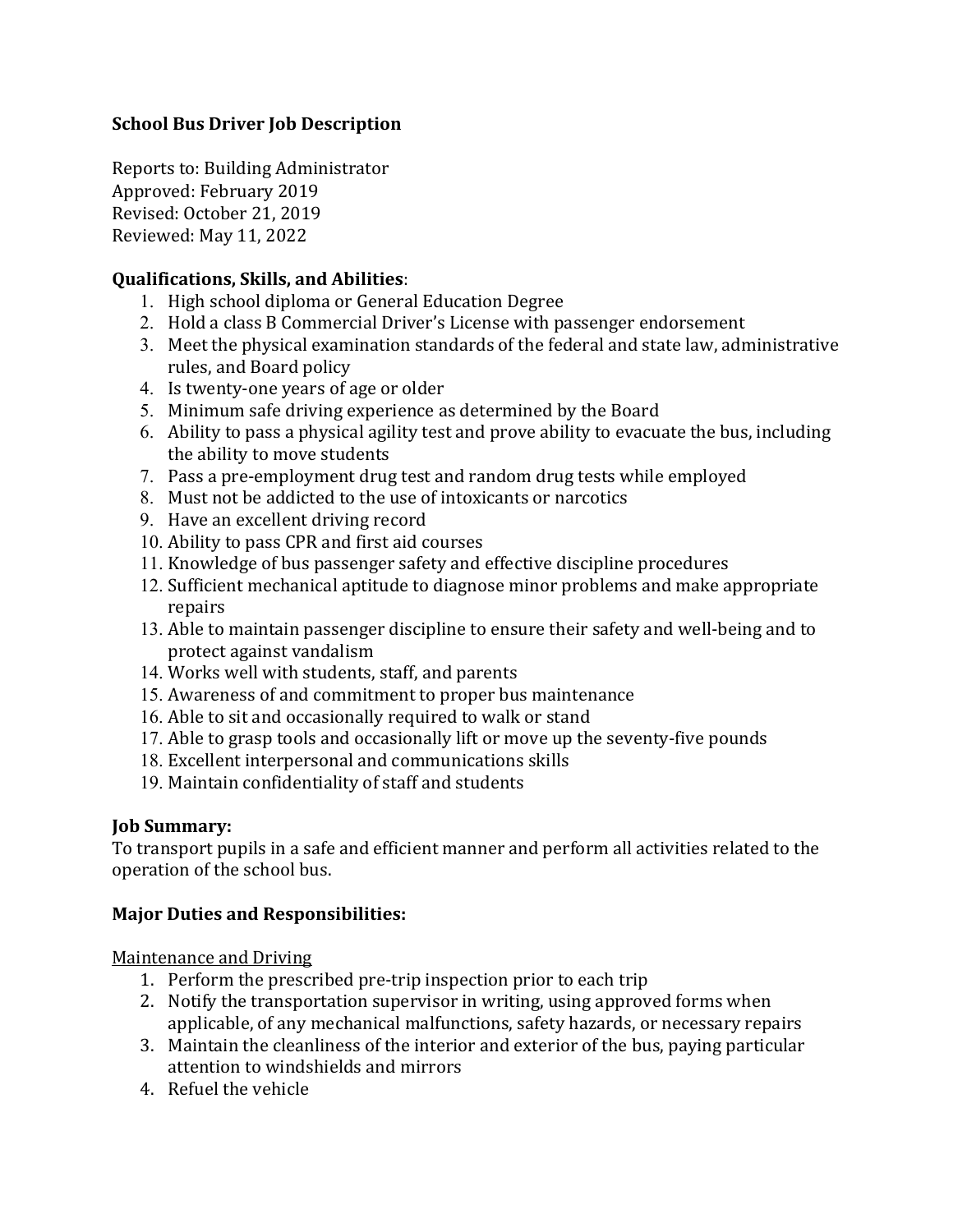## School Bus Driver Job Description

Reports to: Building Administrator
Approved: February 2019
Revised: October 21, 2019
Reviewed: May 11, 2022

**Qualifications, Skills, and Abilities**:

1. High school diploma or General Education Degree
2. Hold a class B Commercial Driver's License with passenger endorsement
3. Meet the physical examination standards of the federal and state law, administrative rules, and Board policy
4. Is twenty-one years of age or older
5. Minimum safe driving experience as determined by the Board
6. Ability to pass a physical agility test and prove ability to evacuate the bus, including the ability to move students
7. Pass a pre-employment drug test and random drug tests while employed
8. Must not be addicted to the use of intoxicants or narcotics
9. Have an excellent driving record
10. Ability to pass CPR and first aid courses
11. Knowledge of bus passenger safety and effective discipline procedures
12. Sufficient mechanical aptitude to diagnose minor problems and make appropriate repairs
13. Able to maintain passenger discipline to ensure their safety and well-being and to protect against vandalism
14. Works well with students, staff, and parents
15. Awareness of and commitment to proper bus maintenance
16. Able to sit and occasionally required to walk or stand
17. Able to grasp tools and occasionally lift or move up the seventy-five pounds
18. Excellent interpersonal and communications skills
19. Maintain confidentiality of staff and students

**Job Summary:**

To transport pupils in a safe and efficient manner and perform all activities related to the operation of the school bus.

**Major Duties and Responsibilities:**

<u>Maintenance and Driving</u>

1. Perform the prescribed pre-trip inspection prior to each trip
2. Notify the transportation supervisor in writing, using approved forms when applicable, of any mechanical malfunctions, safety hazards, or necessary repairs
3. Maintain the cleanliness of the interior and exterior of the bus, paying particular attention to windshields and mirrors
4. Refuel the vehicle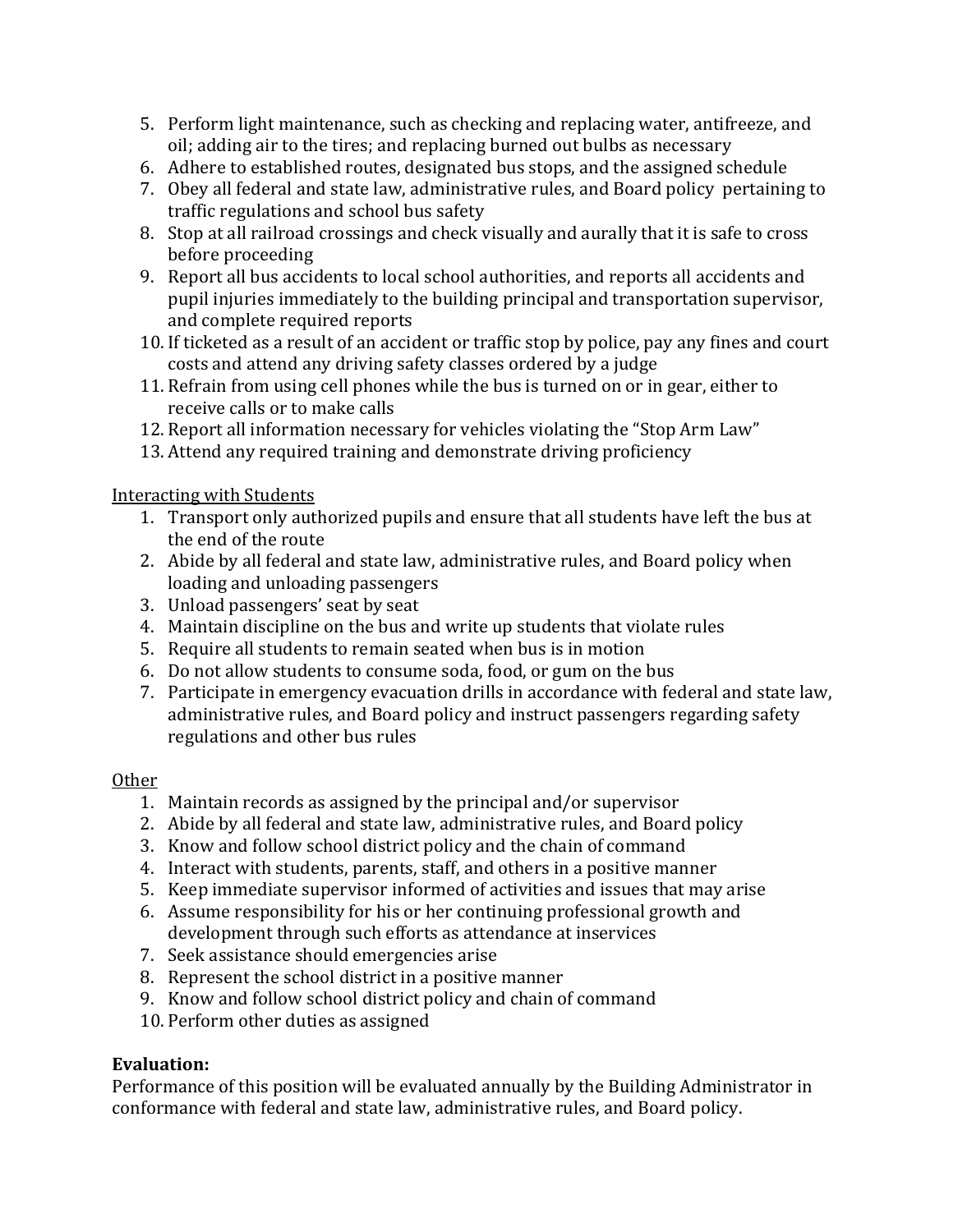5. Perform light maintenance, such as checking and replacing water, antifreeze, and oil; adding air to the tires; and replacing burned out bulbs as necessary
6. Adhere to established routes, designated bus stops, and the assigned schedule
7. Obey all federal and state law, administrative rules, and Board policy pertaining to traffic regulations and school bus safety
8. Stop at all railroad crossings and check visually and aurally that it is safe to cross before proceeding
9. Report all bus accidents to local school authorities, and reports all accidents and pupil injuries immediately to the building principal and transportation supervisor, and complete required reports
10. If ticketed as a result of an accident or traffic stop by police, pay any fines and court costs and attend any driving safety classes ordered by a judge
11. Refrain from using cell phones while the bus is turned on or in gear, either to receive calls or to make calls
12. Report all information necessary for vehicles violating the "Stop Arm Law"
13. Attend any required training and demonstrate driving proficiency

<u>Interacting with Students</u>

1. Transport only authorized pupils and ensure that all students have left the bus at the end of the route
2. Abide by all federal and state law, administrative rules, and Board policy when loading and unloading passengers
3. Unload passengers' seat by seat
4. Maintain discipline on the bus and write up students that violate rules
5. Require all students to remain seated when bus is in motion
6. Do not allow students to consume soda, food, or gum on the bus
7. Participate in emergency evacuation drills in accordance with federal and state law, administrative rules, and Board policy and instruct passengers regarding safety regulations and other bus rules

<u>Other</u>

1. Maintain records as assigned by the principal and/or supervisor
2. Abide by all federal and state law, administrative rules, and Board policy
3. Know and follow school district policy and the chain of command
4. Interact with students, parents, staff, and others in a positive manner
5. Keep immediate supervisor informed of activities and issues that may arise
6. Assume responsibility for his or her continuing professional growth and development through such efforts as attendance at inservices
7. Seek assistance should emergencies arise
8. Represent the school district in a positive manner
9. Know and follow school district policy and chain of command
10. Perform other duties as assigned

**Evaluation:**

Performance of this position will be evaluated annually by the Building Administrator in conformance with federal and state law, administrative rules, and Board policy.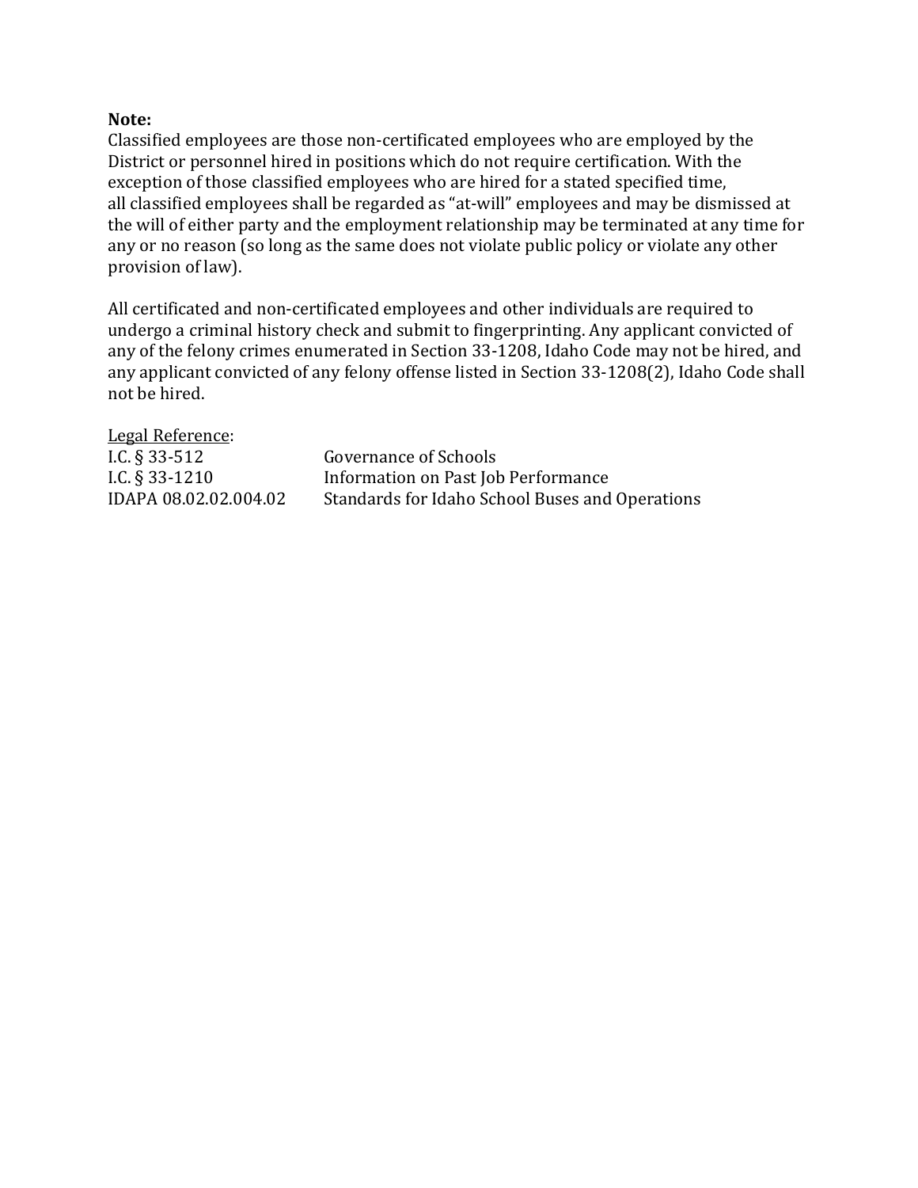**Note:**
Classified employees are those non-certificated employees who are employed by the District or personnel hired in positions which do not require certification. With the exception of those classified employees who are hired for a stated specified time, all classified employees shall be regarded as "at-will" employees and may be dismissed at the will of either party and the employment relationship may be terminated at any time for any or no reason (so long as the same does not violate public policy or violate any other provision of law).

All certificated and non-certificated employees and other individuals are required to undergo a criminal history check and submit to fingerprinting. Any applicant convicted of any of the felony crimes enumerated in Section 33-1208, Idaho Code may not be hired, and any applicant convicted of any felony offense listed in Section 33-1208(2), Idaho Code shall not be hired.

<u>Legal Reference</u>:

| | |
|---|---|
| I.C. § 33-512 | Governance of Schools |
| I.C. § 33-1210 | Information on Past Job Performance |
| IDAPA 08.02.02.004.02 | Standards for Idaho School Buses and Operations |